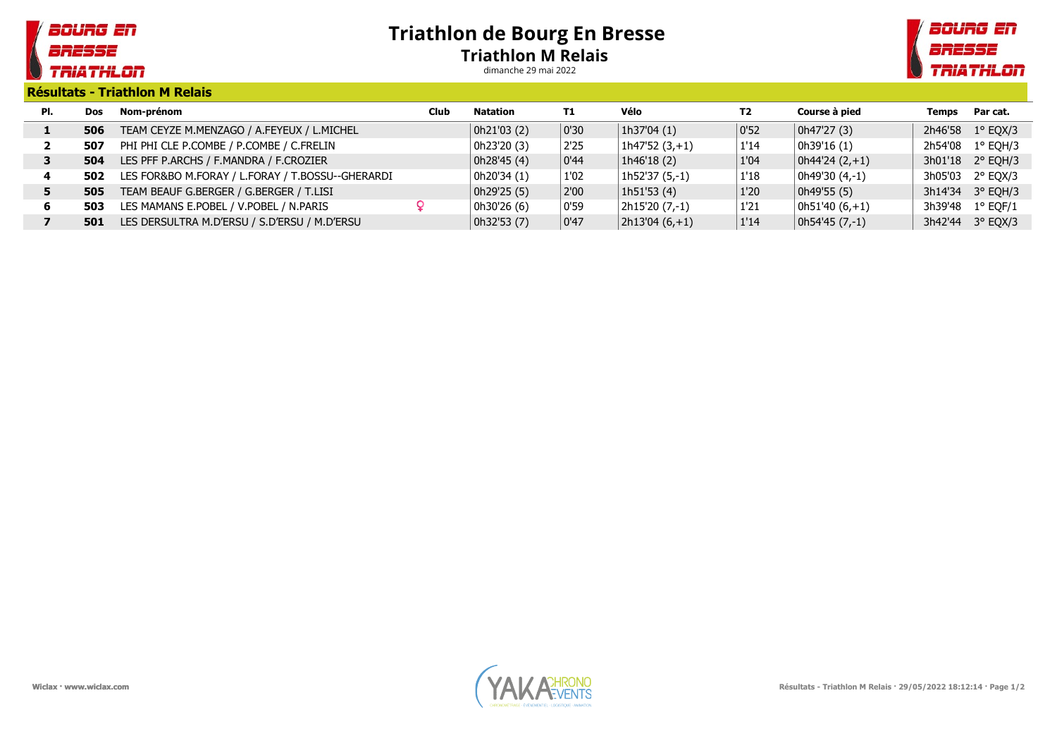# Triathlon de Bourg En Bresse

## Triathlon M Relais

dimanche 29 mai 2022

### Résultats - Triathlon M Relais

| Pl. | Dos | Nom-prénom | Club | Natation | T1 | Vélo | T2 | Course à pied | Temps | Par cat. |
|---|---|---|---|---|---|---|---|---|---|---|
| 1 | 506 | TEAM CEYZE M.MENZAGO / A.FEYEUX / L.MICHEL | | 0h21'03 (2) | 0'30 | 1h37'04 (1) | 0'52 | 0h47'27 (3) | 2h46'58 | 1° EQX/3 |
| 2 | 507 | PHI PHI CLE P.COMBE / P.COMBE / C.FRELIN | | 0h23'20 (3) | 2'25 | 1h47'52 (3,+1) | 1'14 | 0h39'16 (1) | 2h54'08 | 1° EQH/3 |
| 3 | 504 | LES PFF P.ARCHS / F.MANDRA / F.CROZIER | | 0h28'45 (4) | 0'44 | 1h46'18 (2) | 1'04 | 0h44'24 (2,+1) | 3h01'18 | 2° EQH/3 |
| 4 | 502 | LES FOR&BO M.FORAY / L.FORAY / T.BOSSU--GHERARDI | | 0h20'34 (1) | 1'02 | 1h52'37 (5,-1) | 1'18 | 0h49'30 (4,-1) | 3h05'03 | 2° EQX/3 |
| 5 | 505 | TEAM BEAUF G.BERGER / G.BERGER / T.LISI | | 0h29'25 (5) | 2'00 | 1h51'53 (4) | 1'20 | 0h49'55 (5) | 3h14'34 | 3° EQH/3 |
| 6 | 503 | LES MAMANS E.POBEL / V.POBEL / N.PARIS | ♀ | 0h30'26 (6) | 0'59 | 2h15'20 (7,-1) | 1'21 | 0h51'40 (6,+1) | 3h39'48 | 1° EQF/1 |
| 7 | 501 | LES DERSULTRA M.D'ERSU / S.D'ERSU / M.D'ERSU | | 0h32'53 (7) | 0'47 | 2h13'04 (6,+1) | 1'14 | 0h54'45 (7,-1) | 3h42'44 | 3° EQX/3 |